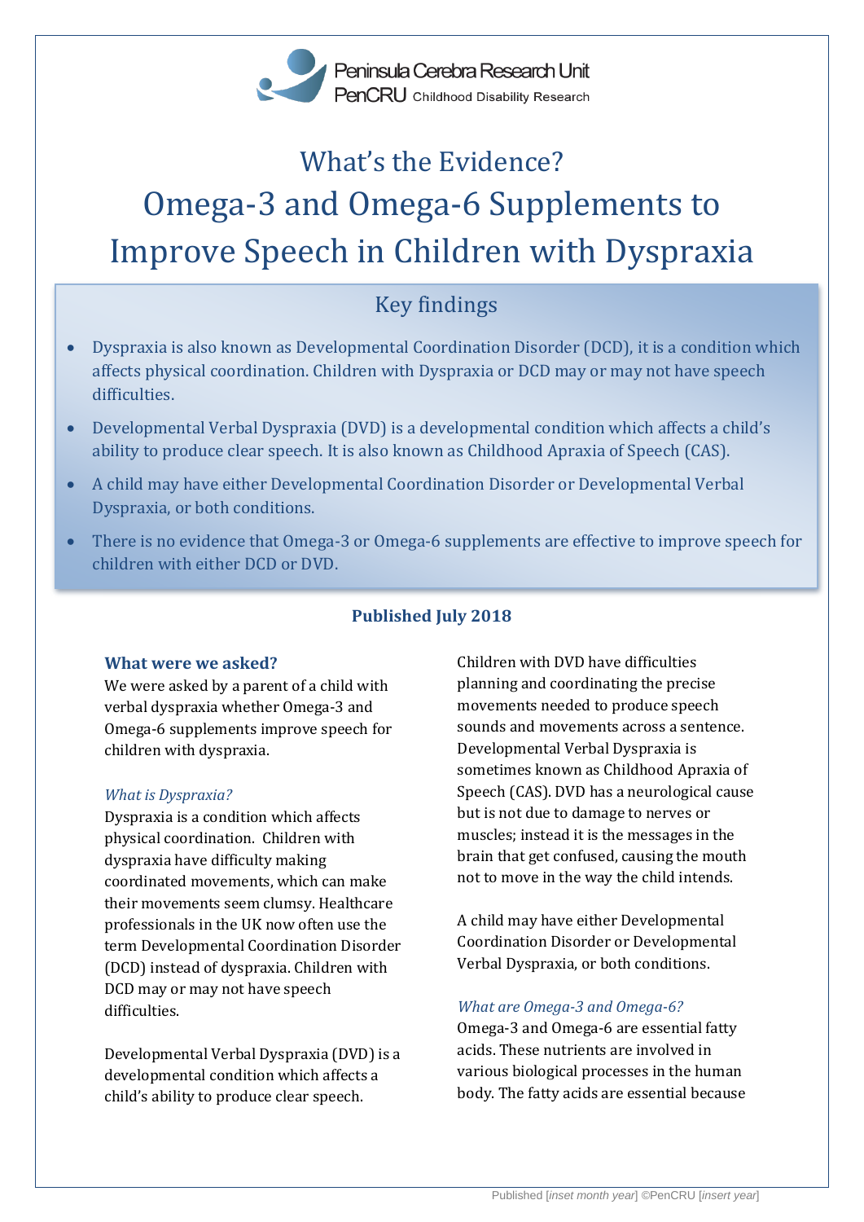Peninsula Cerebra Research Unit
PenCRU Childhood Disability Research

# What's the Evidence?

# Omega-3 and Omega-6 Supplements to Improve Speech in Children with Dyspraxia

## Key findings

- Dyspraxia is also known as Developmental Coordination Disorder (DCD), it is a condition which affects physical coordination. Children with Dyspraxia or DCD may or may not have speech difficulties.
- Developmental Verbal Dyspraxia (DVD) is a developmental condition which affects a child's ability to produce clear speech. It is also known as Childhood Apraxia of Speech (CAS).
- A child may have either Developmental Coordination Disorder or Developmental Verbal Dyspraxia, or both conditions.
- There is no evidence that Omega-3 or Omega-6 supplements are effective to improve speech for children with either DCD or DVD.

**Published July 2018**

### What were we asked?

We were asked by a parent of a child with verbal dyspraxia whether Omega-3 and Omega-6 supplements improve speech for children with dyspraxia.

#### *What is Dyspraxia?*

Dyspraxia is a condition which affects physical coordination. Children with dyspraxia have difficulty making coordinated movements, which can make their movements seem clumsy. Healthcare professionals in the UK now often use the term Developmental Coordination Disorder (DCD) instead of dyspraxia. Children with DCD may or may not have speech difficulties.

Developmental Verbal Dyspraxia (DVD) is a developmental condition which affects a child's ability to produce clear speech. Children with DVD have difficulties planning and coordinating the precise movements needed to produce speech sounds and movements across a sentence. Developmental Verbal Dyspraxia is sometimes known as Childhood Apraxia of Speech (CAS). DVD has a neurological cause but is not due to damage to nerves or muscles; instead it is the messages in the brain that get confused, causing the mouth not to move in the way the child intends.

A child may have either Developmental Coordination Disorder or Developmental Verbal Dyspraxia, or both conditions.

#### *What are Omega-3 and Omega-6?*

Omega-3 and Omega-6 are essential fatty acids. These nutrients are involved in various biological processes in the human body. The fatty acids are essential because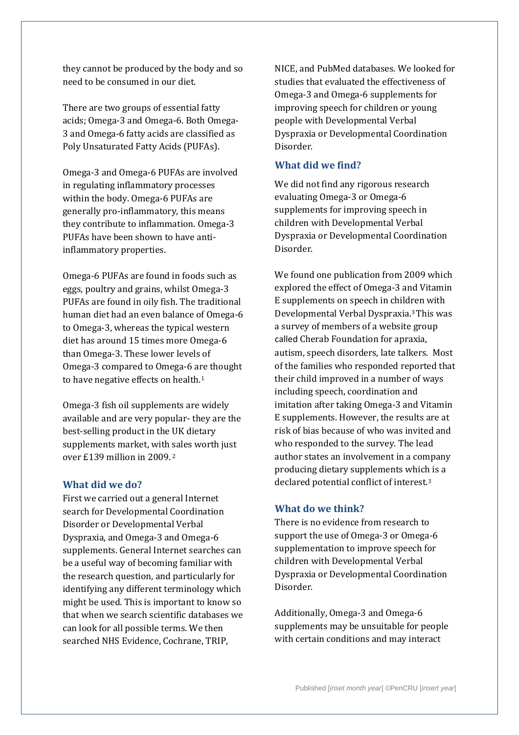they cannot be produced by the body and so need to be consumed in our diet.

There are two groups of essential fatty acids; Omega-3 and Omega-6. Both Omega-3 and Omega-6 fatty acids are classified as Poly Unsaturated Fatty Acids (PUFAs).

Omega-3 and Omega-6 PUFAs are involved in regulating inflammatory processes within the body. Omega-6 PUFAs are generally pro-inflammatory, this means they contribute to inflammation. Omega-3 PUFAs have been shown to have anti-inflammatory properties.

Omega-6 PUFAs are found in foods such as eggs, poultry and grains, whilst Omega-3 PUFAs are found in oily fish. The traditional human diet had an even balance of Omega-6 to Omega-3, whereas the typical western diet has around 15 times more Omega-6 than Omega-3. These lower levels of Omega-3 compared to Omega-6 are thought to have negative effects on health.[1]

Omega-3 fish oil supplements are widely available and are very popular- they are the best-selling product in the UK dietary supplements market, with sales worth just over £139 million in 2009.[2]

## What did we do?

First we carried out a general Internet search for Developmental Coordination Disorder or Developmental Verbal Dyspraxia, and Omega-3 and Omega-6 supplements. General Internet searches can be a useful way of becoming familiar with the research question, and particularly for identifying any different terminology which might be used. This is important to know so that when we search scientific databases we can look for all possible terms. We then searched NHS Evidence, Cochrane, TRIP, NICE, and PubMed databases. We looked for studies that evaluated the effectiveness of Omega-3 and Omega-6 supplements for improving speech for children or young people with Developmental Verbal Dyspraxia or Developmental Coordination Disorder.

## What did we find?

We did not find any rigorous research evaluating Omega-3 or Omega-6 supplements for improving speech in children with Developmental Verbal Dyspraxia or Developmental Coordination Disorder.

We found one publication from 2009 which explored the effect of Omega-3 and Vitamin E supplements on speech in children with Developmental Verbal Dyspraxia.[3] This was a survey of members of a website group called Cherab Foundation for apraxia, autism, speech disorders, late talkers. Most of the families who responded reported that their child improved in a number of ways including speech, coordination and imitation after taking Omega-3 and Vitamin E supplements. However, the results are at risk of bias because of who was invited and who responded to the survey. The lead author states an involvement in a company producing dietary supplements which is a declared potential conflict of interest.[3]

## What do we think?

There is no evidence from research to support the use of Omega-3 or Omega-6 supplementation to improve speech for children with Developmental Verbal Dyspraxia or Developmental Coordination Disorder.

Additionally, Omega-3 and Omega-6 supplements may be unsuitable for people with certain conditions and may interact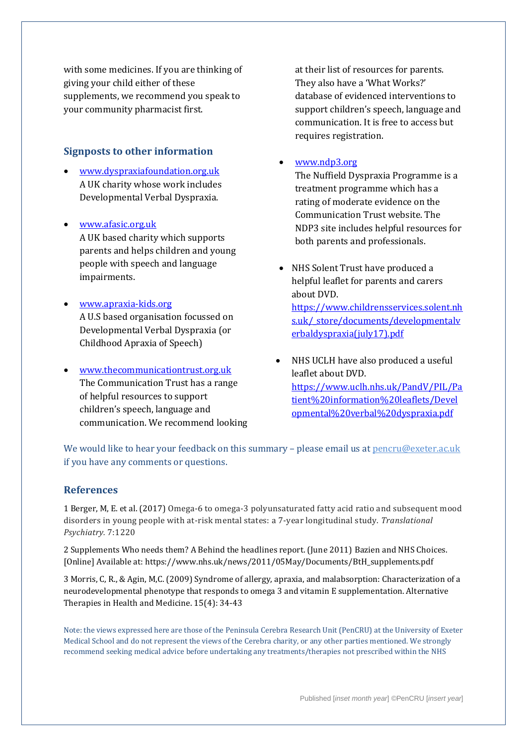with some medicines. If you are thinking of giving your child either of these supplements, we recommend you speak to your community pharmacist first.

## Signposts to other information

- www.dyspraxiafoundation.org.uk
  A UK charity whose work includes Developmental Verbal Dyspraxia.

- www.afasic.org.uk
  A UK based charity which supports parents and helps children and young people with speech and language impairments.

- www.apraxia-kids.org
  A U.S based organisation focussed on Developmental Verbal Dyspraxia (or Childhood Apraxia of Speech)

- www.thecommunicationtrust.org.uk
  The Communication Trust has a range of helpful resources to support children's speech, language and communication. We recommend looking at their list of resources for parents. They also have a 'What Works?' database of evidenced interventions to support children's speech, language and communication. It is free to access but requires registration.

- www.ndp3.org
  The Nuffield Dyspraxia Programme is a treatment programme which has a rating of moderate evidence on the Communication Trust website. The NDP3 site includes helpful resources for both parents and professionals.

- NHS Solent Trust have produced a helpful leaflet for parents and carers about DVD.
  https://www.childrensservices.solent.nhs.uk/_store/documents/developmentalverbaldyspraxia(july17).pdf

- NHS UCLH have also produced a useful leaflet about DVD.
  https://www.uclh.nhs.uk/PandV/PIL/Patient%20information%20leaflets/Developmental%20verbal%20dyspraxia.pdf

We would like to hear your feedback on this summary – please email us at pencru@exeter.ac.uk if you have any comments or questions.

## References

1 Berger, M, E. et al. (2017) Omega-6 to omega-3 polyunsaturated fatty acid ratio and subsequent mood disorders in young people with at-risk mental states: a 7-year longitudinal study. *Translational Psychiatry.* 7:1220

2 Supplements Who needs them? A Behind the headlines report. (June 2011) Bazien and NHS Choices. [Online] Available at: https://www.nhs.uk/news/2011/05May/Documents/BtH_supplements.pdf

3 Morris, C, R., & Agin, M,C. (2009) Syndrome of allergy, apraxia, and malabsorption: Characterization of a neurodevelopmental phenotype that responds to omega 3 and vitamin E supplementation. Alternative Therapies in Health and Medicine. 15(4): 34-43

Note: the views expressed here are those of the Peninsula Cerebra Research Unit (PenCRU) at the University of Exeter Medical School and do not represent the views of the Cerebra charity, or any other parties mentioned. We strongly recommend seeking medical advice before undertaking any treatments/therapies not prescribed within the NHS

Published [*inset month year*] ©PenCRU [*insert year*]